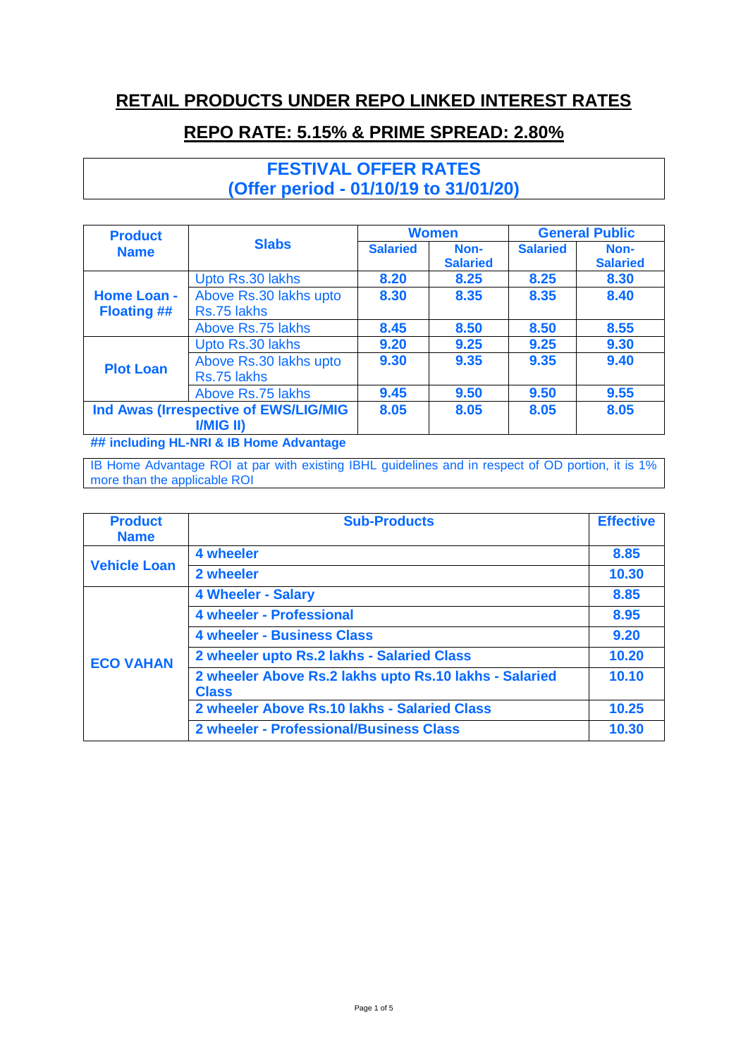# RETAIL PRODUCTS UNDER REPO LINKED INTEREST RATES

## REPO RATE: 5.15% & PRIME SPREAD: 2.80%

**FESTIVAL OFFER RATES**
**(Offer period - 01/10/19 to 31/01/20)**

| Product Name | Slabs | Women | | General Public | |
|---|---|---|---|---|---|
| | | Salaried | Non-Salaried | Salaried | Non-Salaried |
| Home Loan - Floating ## | Upto Rs.30 lakhs | 8.20 | 8.25 | 8.25 | 8.30 |
| | Above Rs.30 lakhs upto Rs.75 lakhs | 8.30 | 8.35 | 8.35 | 8.40 |
| | Above Rs.75 lakhs | 8.45 | 8.50 | 8.50 | 8.55 |
| Plot Loan | Upto Rs.30 lakhs | 9.20 | 9.25 | 9.25 | 9.30 |
| | Above Rs.30 lakhs upto Rs.75 lakhs | 9.30 | 9.35 | 9.35 | 9.40 |
| | Above Rs.75 lakhs | 9.45 | 9.50 | 9.50 | 9.55 |
| Ind Awas (Irrespective of EWS/LIG/MIG I/MIG II) | | 8.05 | 8.05 | 8.05 | 8.05 |

**## including HL-NRI & IB Home Advantage**

IB Home Advantage ROI at par with existing IBHL guidelines and in respect of OD portion, it is 1% more than the applicable ROI

| Product Name | Sub-Products | Effective |
|---|---|---|
| Vehicle Loan | 4 wheeler | 8.85 |
| | 2 wheeler | 10.30 |
| ECO VAHAN | 4 Wheeler - Salary | 8.85 |
| | 4 wheeler - Professional | 8.95 |
| | 4 wheeler - Business Class | 9.20 |
| | 2 wheeler upto Rs.2 lakhs - Salaried Class | 10.20 |
| | 2 wheeler Above Rs.2 lakhs upto Rs.10 lakhs - Salaried Class | 10.10 |
| | 2 wheeler Above Rs.10 lakhs - Salaried Class | 10.25 |
| | 2 wheeler - Professional/Business Class | 10.30 |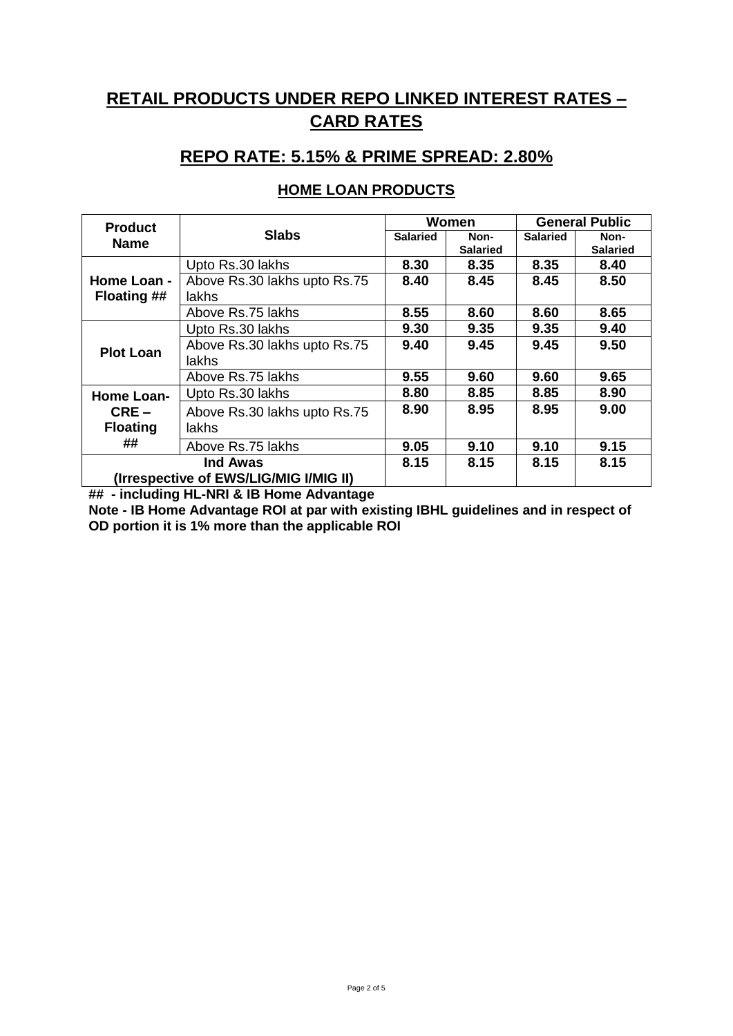# RETAIL PRODUCTS UNDER REPO LINKED INTEREST RATES – CARD RATES

## REPO RATE: 5.15% & PRIME SPREAD: 2.80%

### HOME LOAN PRODUCTS

| Product Name | Slabs | Women | | General Public | |
|---|---|---|---|---|---|
| | | Salaried | Non-Salaried | Salaried | Non-Salaried |
| Home Loan - Floating ## | Upto Rs.30 lakhs | 8.30 | 8.35 | 8.35 | 8.40 |
| | Above Rs.30 lakhs upto Rs.75 lakhs | 8.40 | 8.45 | 8.45 | 8.50 |
| | Above Rs.75 lakhs | 8.55 | 8.60 | 8.60 | 8.65 |
| Plot Loan | Upto Rs.30 lakhs | 9.30 | 9.35 | 9.35 | 9.40 |
| | Above Rs.30 lakhs upto Rs.75 lakhs | 9.40 | 9.45 | 9.45 | 9.50 |
| | Above Rs.75 lakhs | 9.55 | 9.60 | 9.60 | 9.65 |
| Home Loan-CRE – Floating ## | Upto Rs.30 lakhs | 8.80 | 8.85 | 8.85 | 8.90 |
| | Above Rs.30 lakhs upto Rs.75 lakhs | 8.90 | 8.95 | 8.95 | 9.00 |
| | Above Rs.75 lakhs | 9.05 | 9.10 | 9.10 | 9.15 |
| Ind Awas (Irrespective of EWS/LIG/MIG I/MIG II) | | 8.15 | 8.15 | 8.15 | 8.15 |

**## - including HL-NRI & IB Home Advantage**

**Note - IB Home Advantage ROI at par with existing IBHL guidelines and in respect of OD portion it is 1% more than the applicable ROI**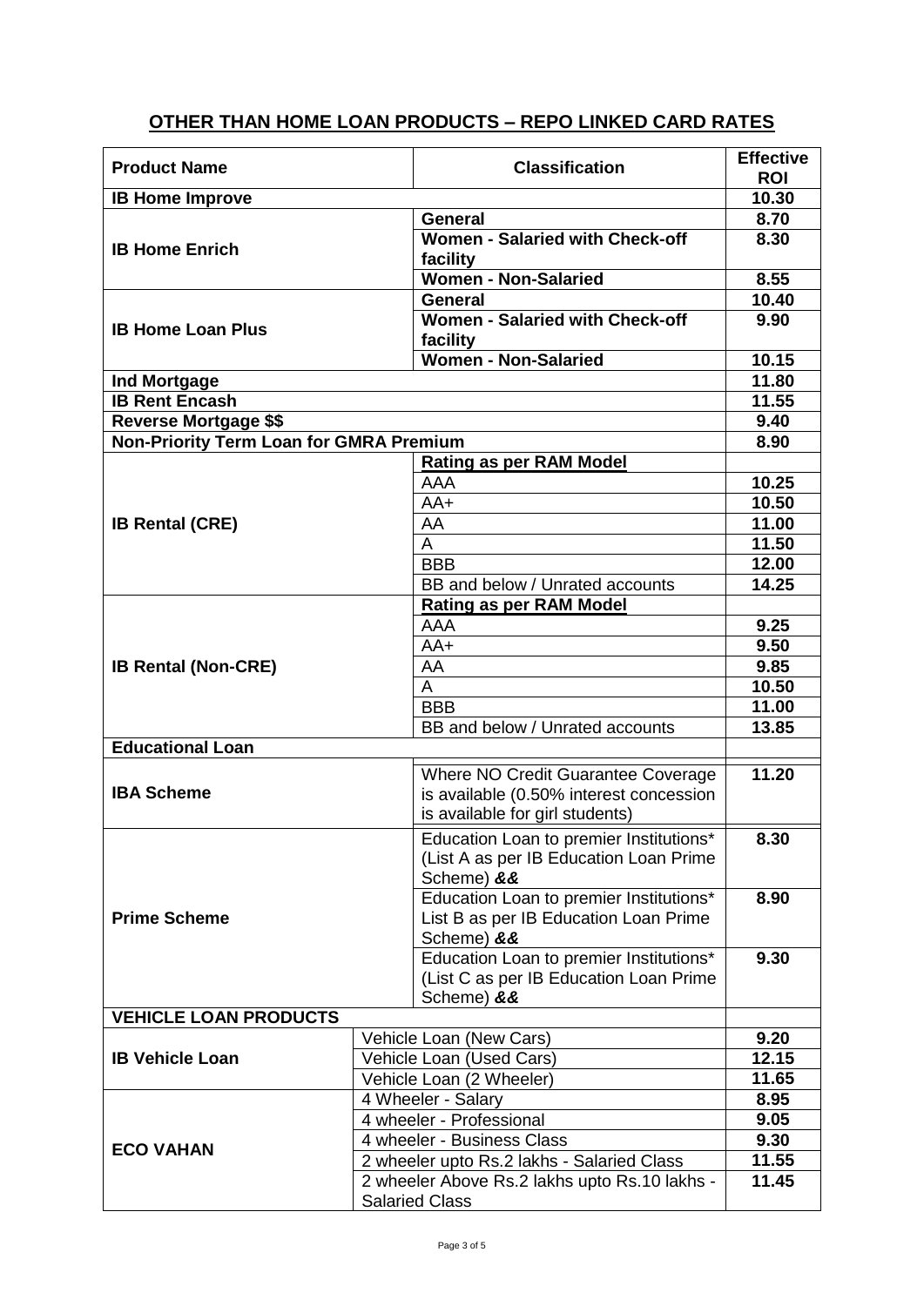## OTHER THAN HOME LOAN PRODUCTS – REPO LINKED CARD RATES

| Product Name | Classification | Effective ROI |
|---|---|---|
| **IB Home Improve** | | **10.30** |
| **IB Home Enrich** | **General** | **8.70** |
| | **Women - Salaried with Check-off facility** | **8.30** |
| | **Women - Non-Salaried** | **8.55** |
| **IB Home Loan Plus** | **General** | **10.40** |
| | **Women - Salaried with Check-off facility** | **9.90** |
| | **Women - Non-Salaried** | **10.15** |
| **Ind Mortgage** | | **11.80** |
| **IB Rent Encash** | | **11.55** |
| **Reverse Mortgage $$** | | **9.40** |
| **Non-Priority Term Loan for GMRA Premium** | | **8.90** |
| **IB Rental (CRE)** | **Rating as per RAM Model** | |
| | AAA | **10.25** |
| | AA+ | **10.50** |
| | AA | **11.00** |
| | A | **11.50** |
| | BBB | **12.00** |
| | BB and below / Unrated accounts | **14.25** |
| **IB Rental (Non-CRE)** | **Rating as per RAM Model** | |
| | AAA | **9.25** |
| | AA+ | **9.50** |
| | AA | **9.85** |
| | A | **10.50** |
| | BBB | **11.00** |
| | BB and below / Unrated accounts | **13.85** |
| **Educational Loan** | | |
| **IBA Scheme** | Where NO Credit Guarantee Coverage is available (0.50% interest concession is available for girl students) | **11.20** |
| **Prime Scheme** | Education Loan to premier Institutions* (List A as per IB Education Loan Prime Scheme) ***&&*** | **8.30** |
| | Education Loan to premier Institutions* List B as per IB Education Loan Prime Scheme) ***&&*** | **8.90** |
| | Education Loan to premier Institutions* (List C as per IB Education Loan Prime Scheme) ***&&*** | **9.30** |
| **VEHICLE LOAN PRODUCTS** | | |
| **IB Vehicle Loan** | Vehicle Loan (New Cars) | **9.20** |
| | Vehicle Loan (Used Cars) | **12.15** |
| | Vehicle Loan (2 Wheeler) | **11.65** |
| **ECO VAHAN** | 4 Wheeler - Salary | **8.95** |
| | 4 wheeler - Professional | **9.05** |
| | 4 wheeler - Business Class | **9.30** |
| | 2 wheeler upto Rs.2 lakhs - Salaried Class | **11.55** |
| | 2 wheeler Above Rs.2 lakhs upto Rs.10 lakhs - Salaried Class | **11.45** |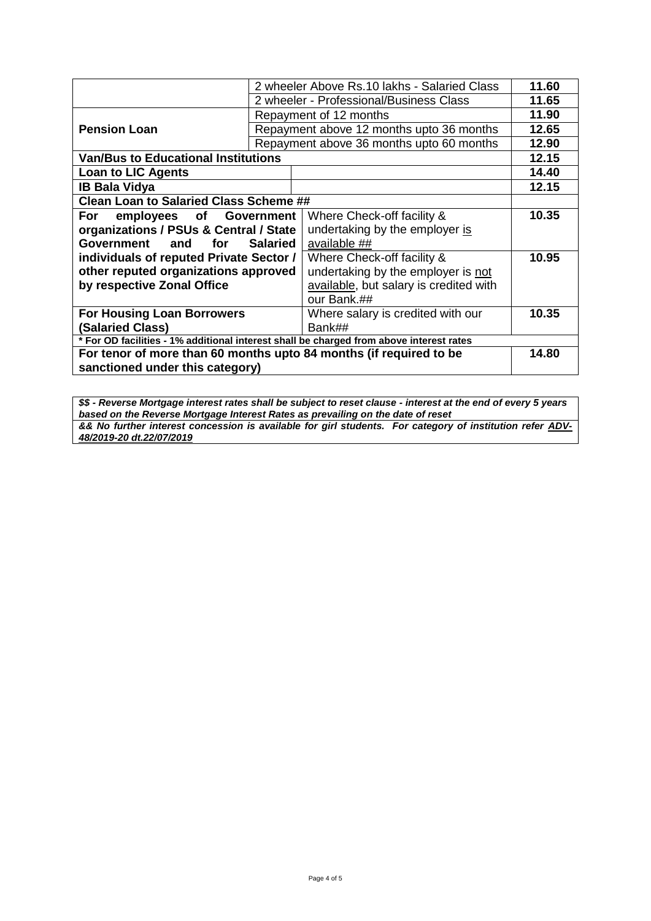| | | |
|---|---|---|
| | 2 wheeler Above Rs.10 lakhs - Salaried Class | **11.60** |
| | 2 wheeler - Professional/Business Class | **11.65** |
| **Pension Loan** | Repayment of 12 months | **11.90** |
| | Repayment above 12 months upto 36 months | **12.65** |
| | Repayment above 36 months upto 60 months | **12.90** |
| **Van/Bus to Educational Institutions** | | **12.15** |
| **Loan to LIC Agents** | | **14.40** |
| **IB Bala Vidya** | | **12.15** |
| **Clean Loan to Salaried Class Scheme ##** | | |
| **For employees of Government organizations / PSUs & Central / State Government and for Salaried individuals of reputed Private Sector / other reputed organizations approved by respective Zonal Office** | Where Check-off facility & undertaking by the employer is available ## | **10.35** |
| | Where Check-off facility & undertaking by the employer is not available, but salary is credited with our Bank.## | **10.95** |
| **For Housing Loan Borrowers (Salaried Class)** | Where salary is credited with our Bank## | **10.35** |
| ***For OD facilities - 1% additional interest shall be charged from above interest rates** | | |
| **For tenor of more than 60 months upto 84 months (if required to be sanctioned under this category)** | | **14.80** |

***$$ - Reverse Mortgage interest rates shall be subject to reset clause - interest at the end of every 5 years based on the Reverse Mortgage Interest Rates as prevailing on the date of reset***

***&& No further interest concession is available for girl students. For category of institution refer ADV-48/2019-20 dt.22/07/2019***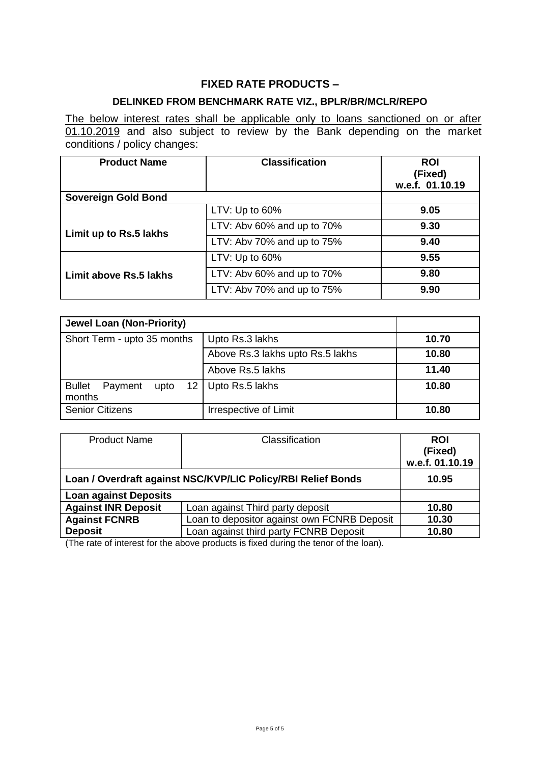## FIXED RATE PRODUCTS –

### DELINKED FROM BENCHMARK RATE VIZ., BPLR/BR/MCLR/REPO

The below interest rates shall be applicable only to loans sanctioned on or after 01.10.2019 and also subject to review by the Bank depending on the market conditions / policy changes:

| Product Name | Classification | ROI (Fixed) w.e.f. 01.10.19 |
|---|---|---|
| **Sovereign Gold Bond** | | |
| **Limit up to Rs.5 lakhs** | LTV: Up to 60% | **9.05** |
| | LTV: Abv 60% and up to 70% | **9.30** |
| | LTV: Abv 70% and up to 75% | **9.40** |
| **Limit above Rs.5 lakhs** | LTV: Up to 60% | **9.55** |
| | LTV: Abv 60% and up to 70% | **9.80** |
| | LTV: Abv 70% and up to 75% | **9.90** |

| | | |
|---|---|---|
| **Jewel Loan (Non-Priority)** | | |
| Short Term - upto 35 months | Upto Rs.3 lakhs | **10.70** |
| | Above Rs.3 lakhs upto Rs.5 lakhs | **10.80** |
| | Above Rs.5 lakhs | **11.40** |
| Bullet Payment upto 12 months | Upto Rs.5 lakhs | **10.80** |
| Senior Citizens | Irrespective of Limit | **10.80** |

| Product Name | Classification | ROI (Fixed) w.e.f. 01.10.19 |
|---|---|---|
| **Loan / Overdraft against NSC/KVP/LIC Policy/RBI Relief Bonds** | | **10.95** |
| **Loan against Deposits** | | |
| **Against INR Deposit** | Loan against Third party deposit | **10.80** |
| **Against FCNRB Deposit** | Loan to depositor against own FCNRB Deposit | **10.30** |
| | Loan against third party FCNRB Deposit | **10.80** |

(The rate of interest for the above products is fixed during the tenor of the loan).